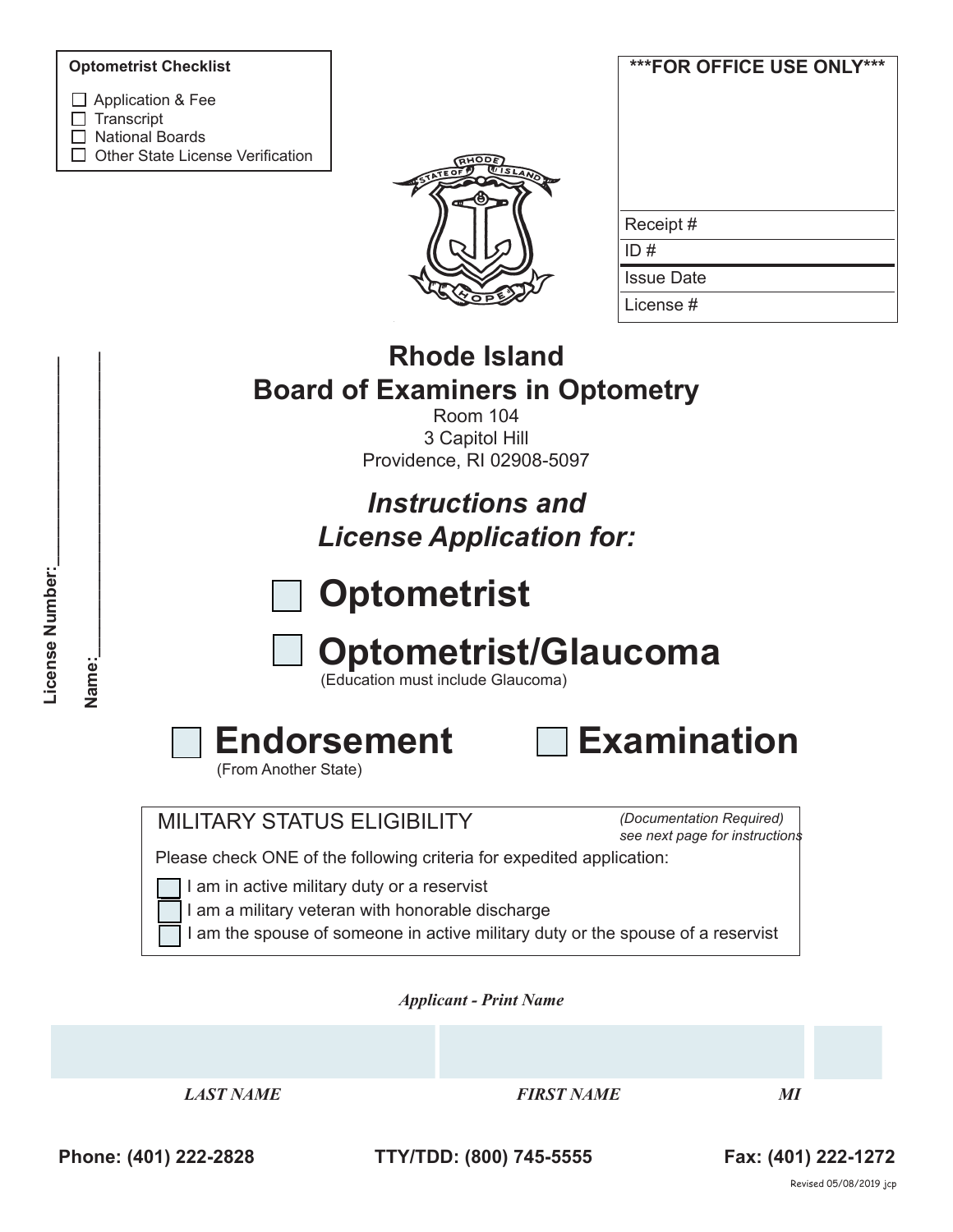**Optimetrist Checklist**

- ☐ Application & Fee
- ☐ Transcript
- ☐ National Boards
- ☐ Other State License Verification

**\*\*\*FOR OFFICE USE ONLY\*\*\***

| |
|---|
| Receipt # |
| ID # |
| Issue Date |
| License # |

License Number:\_\_\_\_\_\_\_\_\_\_\_\_\_\_\_\_\_\_\_\_

Name:\_\_\_\_\_\_\_\_\_\_\_\_\_\_\_\_\_\_\_\_\_\_\_\_\_\_\_\_

# Rhode Island
# Board of Examiners in Optometry

Room 104
3 Capitol Hill
Providence, RI 02908-5097

## *Instructions and License Application for:*

☐ **Optometrist**

☐ **Optometrist/Glaucoma**
(Education must include Glaucoma)

☐ **Endorsement**
(From Another State)

☐ **Examination**

MILITARY STATUS ELIGIBILITY *(Documentation Required) see next page for instructions*

Please check ONE of the following criteria for expedited application:

- ☐ I am in active military duty or a reservist
- ☐ I am a military veteran with honorable discharge
- ☐ I am the spouse of someone in active military duty or the spouse of a reservist

***Applicant - Print Name***

| | | |
|---|---|---|
| *LAST NAME* | *FIRST NAME* | *MI* |

**Phone: (401) 222-2828** **TTY/TDD: (800) 745-5555** **Fax: (401) 222-1272**

Revised 05/08/2019 jcp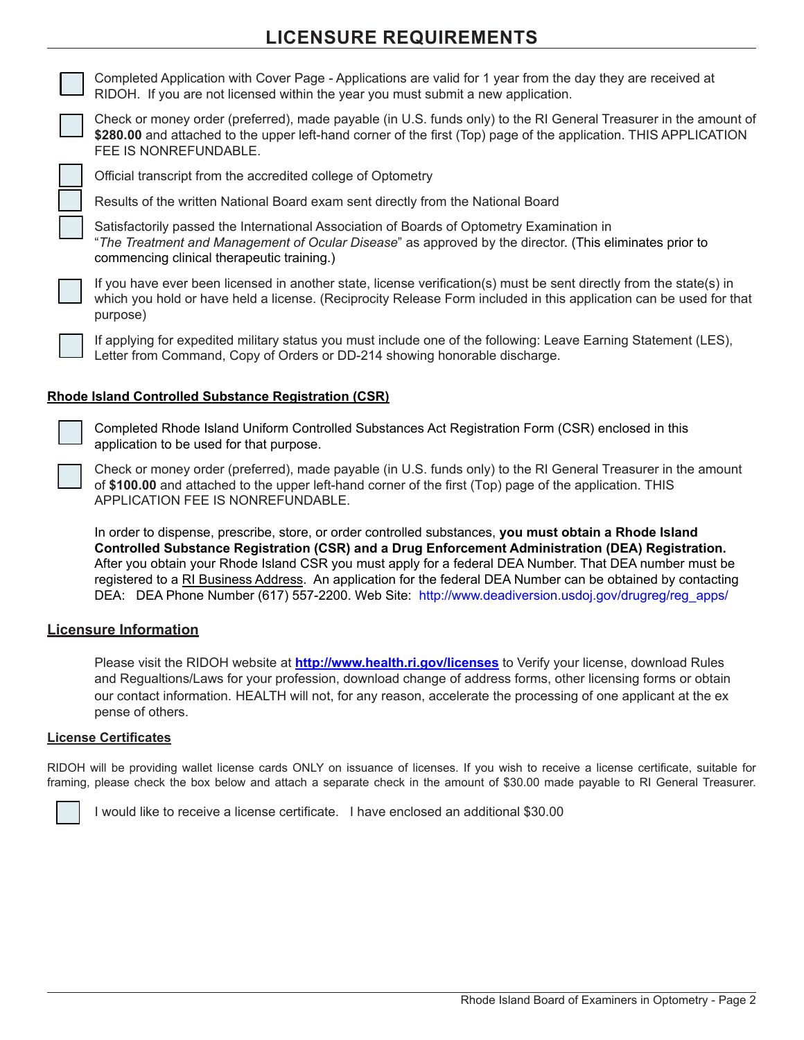# LICENSURE REQUIREMENTS

- ☐ Completed Application with Cover Page - Applications are valid for 1 year from the day they are received at RIDOH. If you are not licensed within the year you must submit a new application.
- ☐ Check or money order (preferred), made payable (in U.S. funds only) to the RI General Treasurer in the amount of **$280.00** and attached to the upper left-hand corner of the first (Top) page of the application. THIS APPLICATION FEE IS NONREFUNDABLE.
- ☐ Official transcript from the accredited college of Optometry
- ☐ Results of the written National Board exam sent directly from the National Board
- ☐ Satisfactorily passed the International Association of Boards of Optometry Examination in "*The Treatment and Management of Ocular Disease*" as approved by the director. (This eliminates prior to commencing clinical therapeutic training.)
- ☐ If you have ever been licensed in another state, license verification(s) must be sent directly from the state(s) in which you hold or have held a license. (Reciprocity Release Form included in this application can be used for that purpose)
- ☐ If applying for expedited military status you must include one of the following: Leave Earning Statement (LES), Letter from Command, Copy of Orders or DD-214 showing honorable discharge.

## Rhode Island Controlled Substance Registration (CSR)

- ☐ Completed Rhode Island Uniform Controlled Substances Act Registration Form (CSR) enclosed in this application to be used for that purpose.
- ☐ Check or money order (preferred), made payable (in U.S. funds only) to the RI General Treasurer in the amount of **$100.00** and attached to the upper left-hand corner of the first (Top) page of the application. THIS APPLICATION FEE IS NONREFUNDABLE.

In order to dispense, prescribe, store, or order controlled substances, **you must obtain a Rhode Island Controlled Substance Registration (CSR) and a Drug Enforcement Administration (DEA) Registration.** After you obtain your Rhode Island CSR you must apply for a federal DEA Number. That DEA number must be registered to a RI Business Address. An application for the federal DEA Number can be obtained by contacting DEA: DEA Phone Number (617) 557-2200. Web Site: http://www.deadiversion.usdoj.gov/drugreg/reg_apps/

## Licensure Information

Please visit the RIDOH website at **http://www.health.ri.gov/licenses** to Verify your license, download Rules and Regualtions/Laws for your profession, download change of address forms, other licensing forms or obtain our contact information. HEALTH will not, for any reason, accelerate the processing of one applicant at the ex pense of others.

## License Certificates

RIDOH will be providing wallet license cards ONLY on issuance of licenses. If you wish to receive a license certificate, suitable for framing, please check the box below and attach a separate check in the amount of $30.00 made payable to RI General Treasurer.

- ☐ I would like to receive a license certificate. I have enclosed an additional $30.00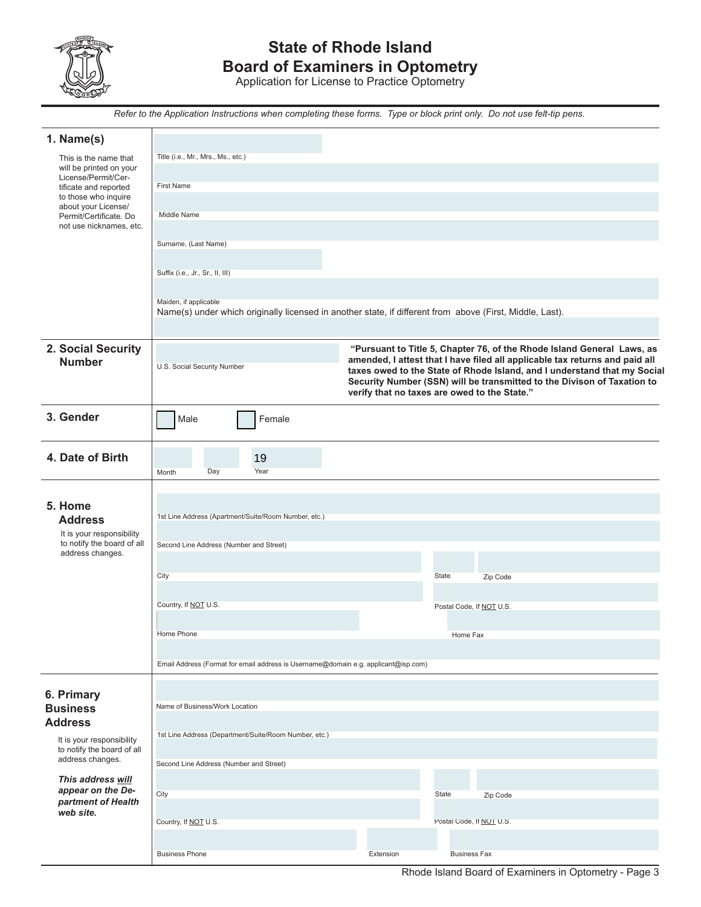# State of Rhode Island
## Board of Examiners in Optometry
Application for License to Practice Optometry

*Refer to the Application Instructions when completing these forms. Type or block print only. Do not use felt-tip pens.*

### 1. Name(s)

This is the name that will be printed on your License/Permit/Certificate and reported to those who inquire about your License/Permit/Certificate. Do not use nicknames, etc.

Title (i.e., Mr., Mrs., Ms., etc.)

First Name

Middle Name

Surname, (Last Name)

Suffix (i.e., Jr., Sr., II, III)

Maiden, if applicable

Name(s) under which originally licensed in another state, if different from above (First, Middle, Last).

### 2. Social Security Number

U.S. Social Security Number

**"Pursuant to Title 5, Chapter 76, of the Rhode Island General Laws, as amended, I attest that I have filed all applicable tax returns and paid all taxes owed to the State of Rhode Island, and I understand that my Social Security Number (SSN) will be transmitted to the Divison of Taxation to verify that no taxes are owed to the State."**

### 3. Gender

☐ Male ☐ Female

### 4. Date of Birth

Month Day 19 Year

### 5. Home Address

It is your responsibility to notify the board of all address changes.

1st Line Address (Apartment/Suite/Room Number, etc.)

Second Line Address (Number and Street)

City State Zip Code

Country, If NOT U.S. Postal Code, If NOT U.S.

Home Phone Home Fax

Email Address (Format for email address is Username@domain e.g. applicant@isp.com)

### 6. Primary Business Address

It is your responsibility to notify the board of all address changes.

***This address will appear on the Department of Health web site.***

Name of Business/Work Location

1st Line Address (Department/Suite/Room Number, etc.)

Second Line Address (Number and Street)

City State Zip Code

Country, If NOT U.S. Postal Code, If NOT U.S.

Business Phone Extension Business Fax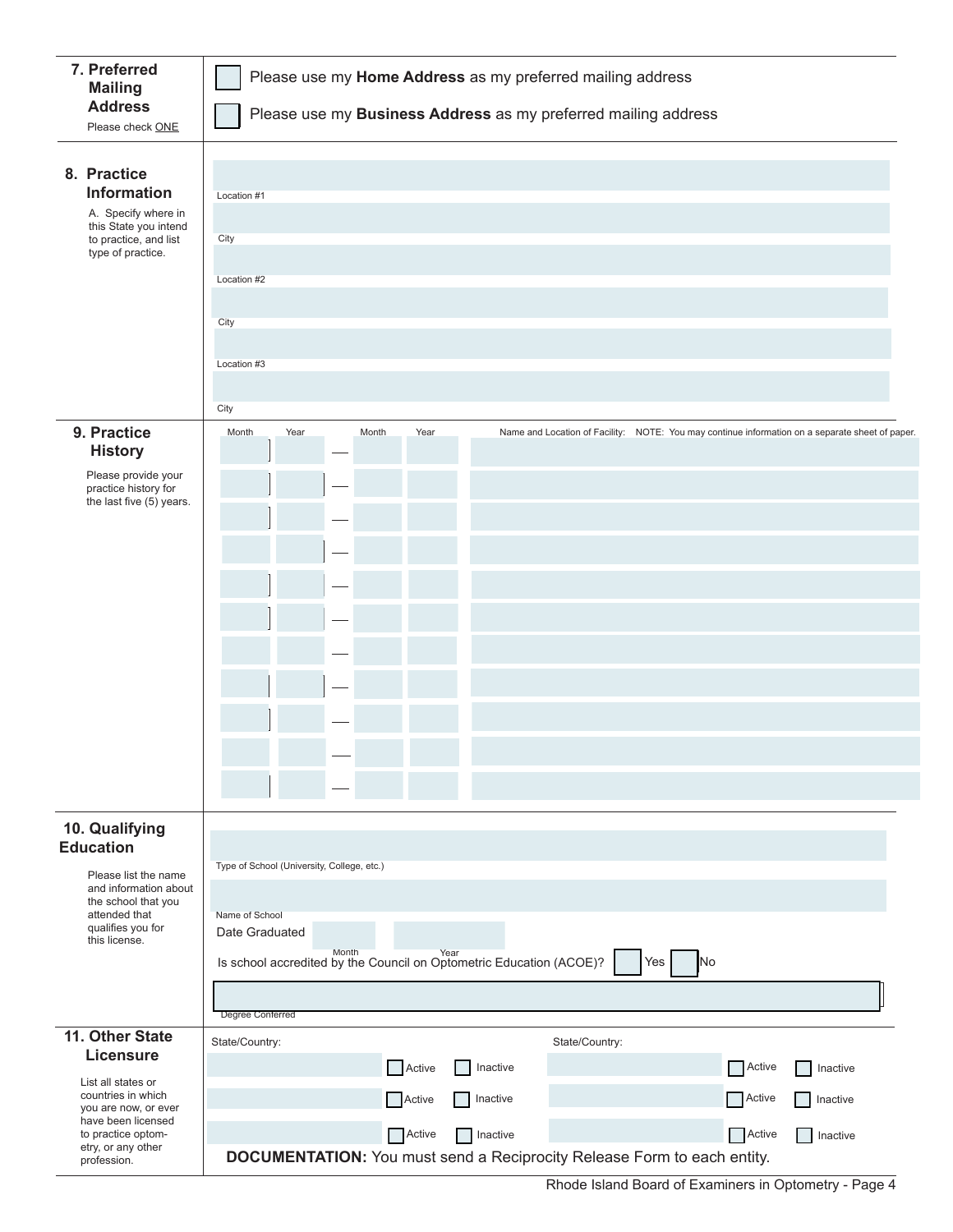## 7. Preferred Mailing Address

Please check ONE

- ☐ Please use my **Home Address** as my preferred mailing address
- ☐ Please use my **Business Address** as my preferred mailing address

## 8. Practice Information

A. Specify where in this State you intend to practice, and list type of practice.

Location #1

City

Location #2

City

Location #3

City

## 9. Practice History

Please provide your practice history for the last five (5) years.

| Month | Year | | Month | Year | Name and Location of Facility: NOTE: You may continue information on a separate sheet of paper. |
|---|---|---|---|---|---|
| | | — | | | |
| | | — | | | |
| | | — | | | |
| | | — | | | |
| | | — | | | |
| | | — | | | |
| | | — | | | |
| | | — | | | |
| | | — | | | |
| | | — | | | |
| | | — | | | |

## 10. Qualifying Education

Please list the name and information about the school that you attended that qualifies you for this license.

Type of School (University, College, etc.)

Name of School

Date Graduated Month Year

Is school accredited by the Council on Optometric Education (ACOE)? ☐ Yes ☐ No

Degree Conferred

## 11. Other State Licensure

List all states or countries in which you are now, or ever have been licensed to practice optometry, or any other profession.

| State/Country: | | | State/Country: | | |
|---|---|---|---|---|---|
| | ☐ Active | ☐ Inactive | | ☐ Active | ☐ Inactive |
| | ☐ Active | ☐ Inactive | | ☐ Active | ☐ Inactive |
| | ☐ Active | ☐ Inactive | | ☐ Active | ☐ Inactive |

**DOCUMENTATION:** You must send a Reciprocity Release Form to each entity.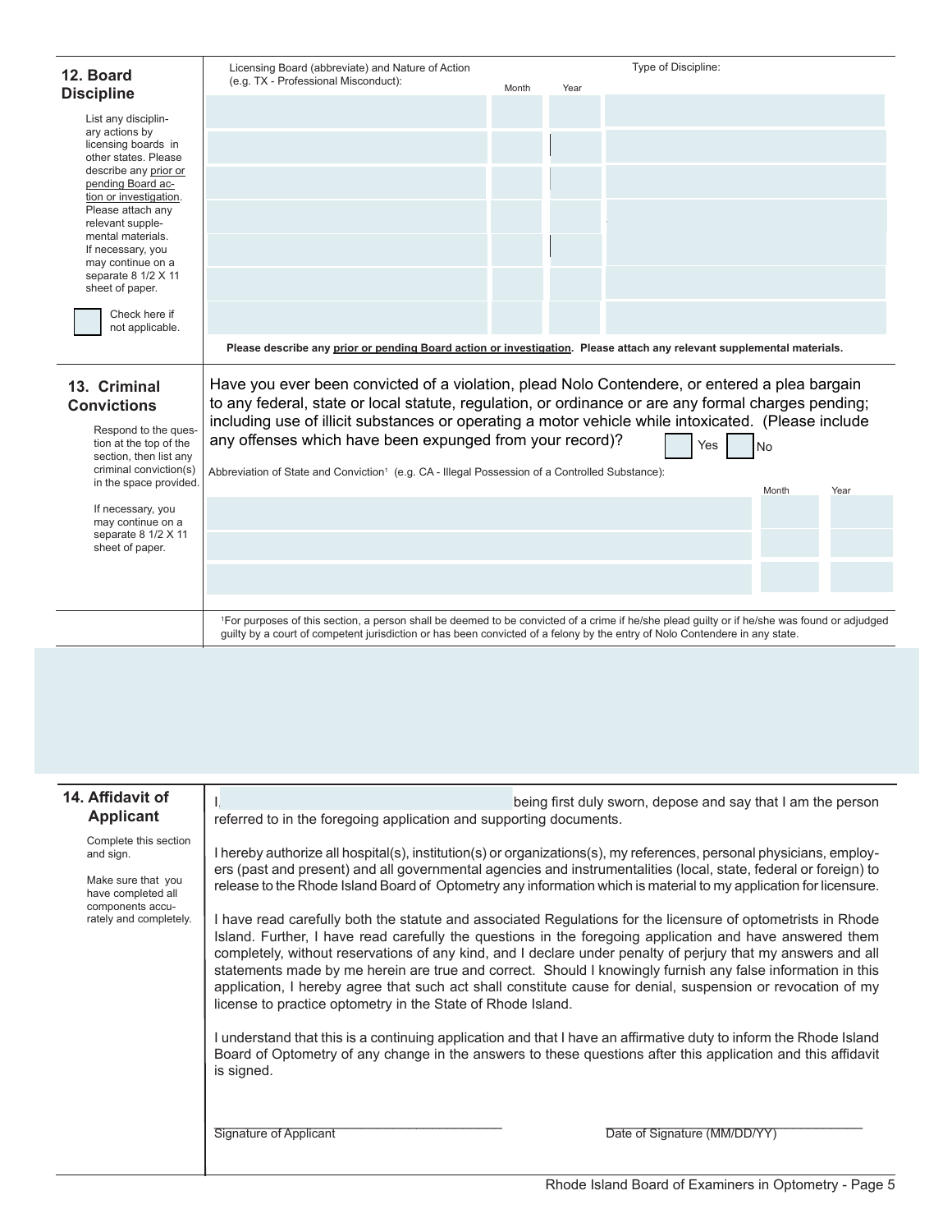## 12. Board Discipline

List any disciplinary actions by licensing boards in other states. Please describe any prior or pending Board action or investigation. Please attach any relevant supplemental materials. If necessary, you may continue on a separate 8 1/2 X 11 sheet of paper.

☐ Check here if not applicable.

| Licensing Board (abbreviate) and Nature of Action (e.g. TX - Professional Misconduct): | Month | Year | Type of Discipline: |
|---|---|---|---|
| | | | |
| | | | |
| | | | |
| | | | |
| | | | |
| | | | |
| | | | |

**Please describe any prior or pending Board action or investigation. Please attach any relevant supplemental materials.**

## 13. Criminal Convictions

Respond to the question at the top of the section, then list any criminal conviction(s) in the space provided.

If necessary, you may continue on a separate 8 1/2 X 11 sheet of paper.

Have you ever been convicted of a violation, plead Nolo Contendere, or entered a plea bargain to any federal, state or local statute, regulation, or ordinance or are any formal charges pending; including use of illicit substances or operating a motor vehicle while intoxicated. (Please include any offenses which have been expunged from your record)? ☐ Yes ☐ No

| Abbreviation of State and Conviction[1] (e.g. CA - Illegal Possession of a Controlled Substance): | Month | Year |
|---|---|---|
| | | |
| | | |
| | | |

[1]For purposes of this section, a person shall be deemed to be convicted of a crime if he/she plead guilty or if he/she was found or adjudged guilty by a court of competent jurisdiction or has been convicted of a felony by the entry of Nolo Contendere in any state.

## 14. Affidavit of Applicant

Complete this section and sign.

Make sure that you have completed all components accurately and completely.

I, ______________________ being first duly sworn, depose and say that I am the person referred to in the foregoing application and supporting documents.

I hereby authorize all hospital(s), institution(s) or organizations(s), my references, personal physicians, employers (past and present) and all governmental agencies and instrumentalities (local, state, federal or foreign) to release to the Rhode Island Board of Optometry any information which is material to my application for licensure.

I have read carefully both the statute and associated Regulations for the licensure of optometrists in Rhode Island. Further, I have read carefully the questions in the foregoing application and have answered them completely, without reservations of any kind, and I declare under penalty of perjury that my answers and all statements made by me herein are true and correct. Should I knowingly furnish any false information in this application, I hereby agree that such act shall constitute cause for denial, suspension or revocation of my license to practice optometry in the State of Rhode Island.

I understand that this is a continuing application and that I have an affirmative duty to inform the Rhode Island Board of Optometry of any change in the answers to these questions after this application and this affidavit is signed.

______________________ Signature of Applicant

______________________ Date of Signature (MM/DD/YY)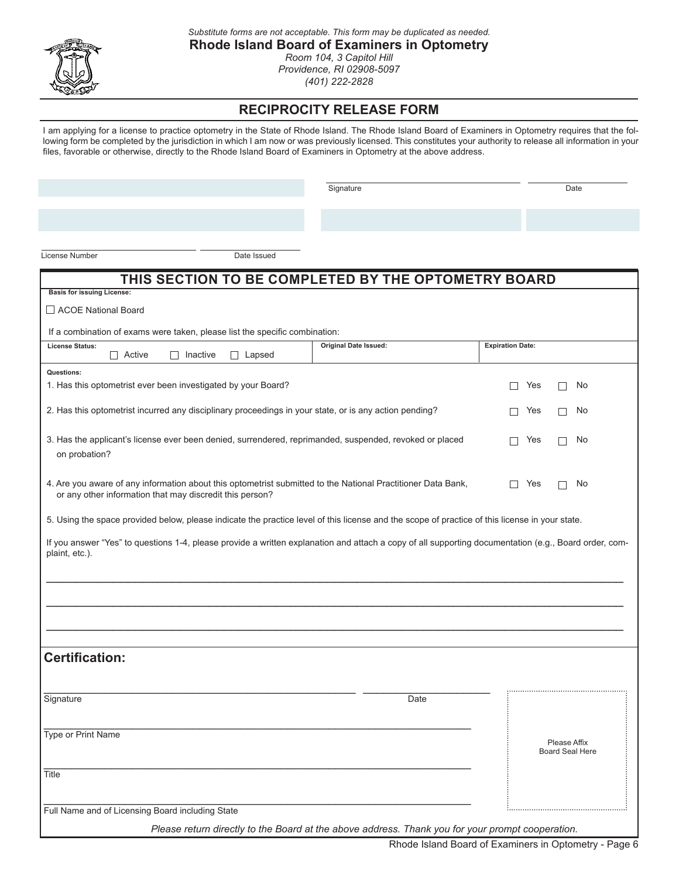*Substitute forms are not acceptable. This form may be duplicated as needed.*

**Rhode Island Board of Examiners in Optometry**

*Room 104, 3 Capitol Hill*
*Providence, RI 02908-5097*
*(401) 222-2828*

## RECIPROCITY RELEASE FORM

I am applying for a license to practice optometry in the State of Rhode Island. The Rhode Island Board of Examiners in Optometry requires that the following form be completed by the jurisdiction in which I am now or was previously licensed. This constitutes your authority to release all information in your files, favorable or otherwise, directly to the Rhode Island Board of Examiners in Optometry at the above address.

Signature ____________________ Date ____________

License Number ____________________ Date Issued ____________

## THIS SECTION TO BE COMPLETED BY THE OPTOMETRY BOARD

**Basis for issuing License:**

☐ ACOE National Board

If a combination of exams were taken, please list the specific combination:

| License Status: | Original Date Issued: | Expiration Date: |
|---|---|---|
| ☐ Active ☐ Inactive ☐ Lapsed | | |

**Questions:**

1. Has this optometrist ever been investigated by your Board? ☐ Yes ☐ No
2. Has this optometrist incurred any disciplinary proceedings in your state, or is any action pending? ☐ Yes ☐ No
3. Has the applicant's license ever been denied, surrendered, reprimanded, suspended, revoked or placed on probation? ☐ Yes ☐ No
4. Are you aware of any information about this optometrist submitted to the National Practitioner Data Bank, or any other information that may discredit this person? ☐ Yes ☐ No
5. Using the space provided below, please indicate the practice level of this license and the scope of practice of this license in your state.

If you answer "Yes" to questions 1-4, please provide a written explanation and attach a copy of all supporting documentation (e.g., Board order, complaint, etc.).

_______________________________________________

_______________________________________________

_______________________________________________

## Certification:

Signature ____________________ Date ____________

Type or Print Name ____________________

Title ____________________

Full Name and of Licensing Board including State ____________________

Please Affix Board Seal Here

*Please return directly to the Board at the above address. Thank you for your prompt cooperation.*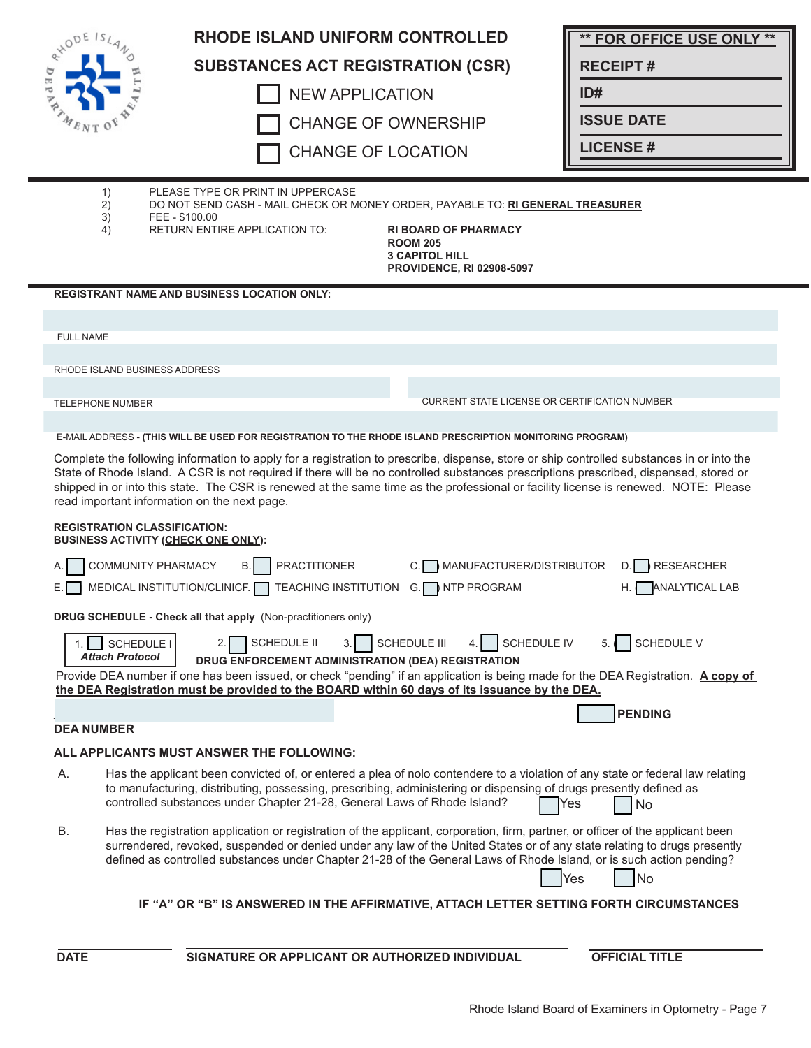# RHODE ISLAND UNIFORM CONTROLLED SUBSTANCES ACT REGISTRATION (CSR)

☐ NEW APPLICATION

☐ CHANGE OF OWNERSHIP

☐ CHANGE OF LOCATION

| ** FOR OFFICE USE ONLY ** |
|---|
| RECEIPT # |
| ID# |
| ISSUE DATE |
| LICENSE # |

1) PLEASE TYPE OR PRINT IN UPPERCASE
2) DO NOT SEND CASH - MAIL CHECK OR MONEY ORDER, PAYABLE TO: **RI GENERAL TREASURER**
3) FEE - $100.00
4) RETURN ENTIRE APPLICATION TO: **RI BOARD OF PHARMACY, ROOM 205, 3 CAPITOL HILL, PROVIDENCE, RI 02908-5097**

**REGISTRANT NAME AND BUSINESS LOCATION ONLY:**

FULL NAME

RHODE ISLAND BUSINESS ADDRESS

TELEPHONE NUMBER

CURRENT STATE LICENSE OR CERTIFICATION NUMBER

E-MAIL ADDRESS - **(THIS WILL BE USED FOR REGISTRATION TO THE RHODE ISLAND PRESCRIPTION MONITORING PROGRAM)**

Complete the following information to apply for a registration to prescribe, dispense, store or ship controlled substances in or into the State of Rhode Island. A CSR is not required if there will be no controlled substances prescriptions prescribed, dispensed, stored or shipped in or into this state. The CSR is renewed at the same time as the professional or facility license is renewed. NOTE: Please read important information on the next page.

**REGISTRATION CLASSIFICATION:**
**BUSINESS ACTIVITY (CHECK ONE ONLY):**

A. ☐ COMMUNITY PHARMACY  B. ☐ PRACTITIONER  C. ☐ MANUFACTURER/DISTRIBUTOR  D. ☐ RESEARCHER

E. ☐ MEDICAL INSTITUTION/CLINIC  F. ☐ TEACHING INSTITUTION  G. ☐ NTP PROGRAM  H. ☐ ANALYTICAL LAB

**DRUG SCHEDULE - Check all that apply** (Non-practitioners only)

1. ☐ SCHEDULE I *Attach Protocol*  2. ☐ SCHEDULE II  3. ☐ SCHEDULE III  4. ☐ SCHEDULE IV  5. ☐ SCHEDULE V

**DRUG ENFORCEMENT ADMINISTRATION (DEA) REGISTRATION**

Provide DEA number if one has been issued, or check "pending" if an application is being made for the DEA Registration. **A copy of the DEA Registration must be provided to the BOARD within 60 days of its issuance by the DEA.**

**DEA NUMBER**  ☐ **PENDING**

**ALL APPLICANTS MUST ANSWER THE FOLLOWING:**

A. Has the applicant been convicted of, or entered a plea of nolo contendere to a violation of any state or federal law relating to manufacturing, distributing, possessing, prescribing, administering or dispensing of drugs presently defined as controlled substances under Chapter 21-28, General Laws of Rhode Island? ☐ Yes ☐ No

B. Has the registration application or registration of the applicant, corporation, firm, partner, or officer of the applicant been surrendered, revoked, suspended or denied under any law of the United States or of any state relating to drugs presently defined as controlled substances under Chapter 21-28 of the General Laws of Rhode Island, or is such action pending? ☐ Yes ☐ No

**IF "A" OR "B" IS ANSWERED IN THE AFFIRMATIVE, ATTACH LETTER SETTING FORTH CIRCUMSTANCES**

**DATE** **SIGNATURE OR APPLICANT OR AUTHORIZED INDIVIDUAL** **OFFICIAL TITLE**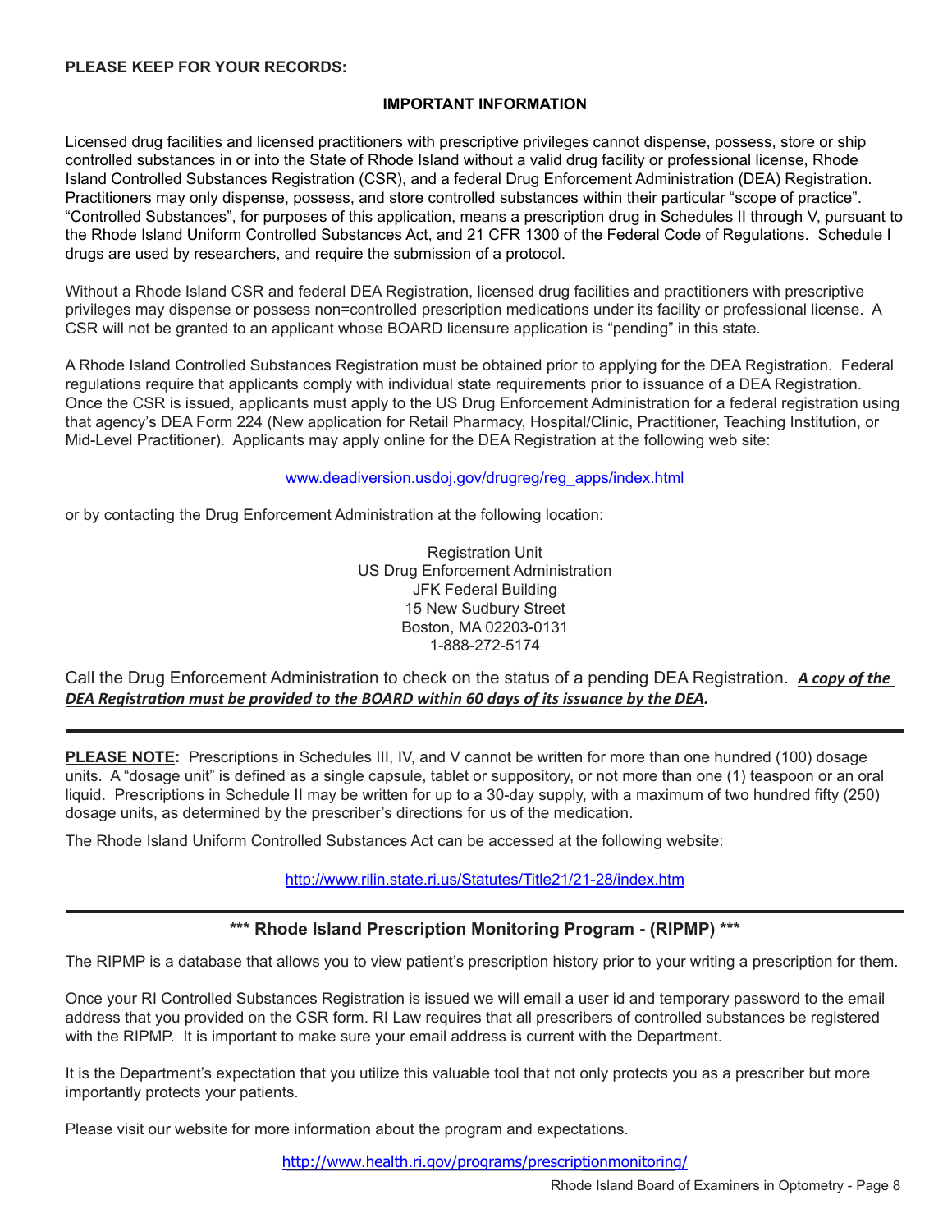**PLEASE KEEP FOR YOUR RECORDS:**

## IMPORTANT INFORMATION

Licensed drug facilities and licensed practitioners with prescriptive privileges cannot dispense, possess, store or ship controlled substances in or into the State of Rhode Island without a valid drug facility or professional license, Rhode Island Controlled Substances Registration (CSR), and a federal Drug Enforcement Administration (DEA) Registration. Practitioners may only dispense, possess, and store controlled substances within their particular "scope of practice". "Controlled Substances", for purposes of this application, means a prescription drug in Schedules II through V, pursuant to the Rhode Island Uniform Controlled Substances Act, and 21 CFR 1300 of the Federal Code of Regulations. Schedule I drugs are used by researchers, and require the submission of a protocol.

Without a Rhode Island CSR and federal DEA Registration, licensed drug facilities and practitioners with prescriptive privileges may dispense or possess non=controlled prescription medications under its facility or professional license. A CSR will not be granted to an applicant whose BOARD licensure application is "pending" in this state.

A Rhode Island Controlled Substances Registration must be obtained prior to applying for the DEA Registration. Federal regulations require that applicants comply with individual state requirements prior to issuance of a DEA Registration. Once the CSR is issued, applicants must apply to the US Drug Enforcement Administration for a federal registration using that agency's DEA Form 224 (New application for Retail Pharmacy, Hospital/Clinic, Practitioner, Teaching Institution, or Mid-Level Practitioner). Applicants may apply online for the DEA Registration at the following web site:

www.deadiversion.usdoj.gov/drugreg/reg_apps/index.html

or by contacting the Drug Enforcement Administration at the following location:

Registration Unit
US Drug Enforcement Administration
JFK Federal Building
15 New Sudbury Street
Boston, MA 02203-0131
1-888-272-5174

Call the Drug Enforcement Administration to check on the status of a pending DEA Registration. ***A copy of the DEA Registration must be provided to the BOARD within 60 days of its issuance by the DEA.***

---

**PLEASE NOTE:** Prescriptions in Schedules III, IV, and V cannot be written for more than one hundred (100) dosage units. A "dosage unit" is defined as a single capsule, tablet or suppository, or not more than one (1) teaspoon or an oral liquid. Prescriptions in Schedule II may be written for up to a 30-day supply, with a maximum of two hundred fifty (250) dosage units, as determined by the prescriber's directions for us of the medication.

The Rhode Island Uniform Controlled Substances Act can be accessed at the following website:

http://www.rilin.state.ri.us/Statutes/Title21/21-28/index.htm

---

## *** Rhode Island Prescription Monitoring Program - (RIPMP) ***

The RIPMP is a database that allows you to view patient's prescription history prior to your writing a prescription for them.

Once your RI Controlled Substances Registration is issued we will email a user id and temporary password to the email address that you provided on the CSR form. RI Law requires that all prescribers of controlled substances be registered with the RIPMP. It is important to make sure your email address is current with the Department.

It is the Department's expectation that you utilize this valuable tool that not only protects you as a prescriber but more importantly protects your patients.

Please visit our website for more information about the program and expectations.

http://www.health.ri.gov/programs/prescriptionmonitoring/